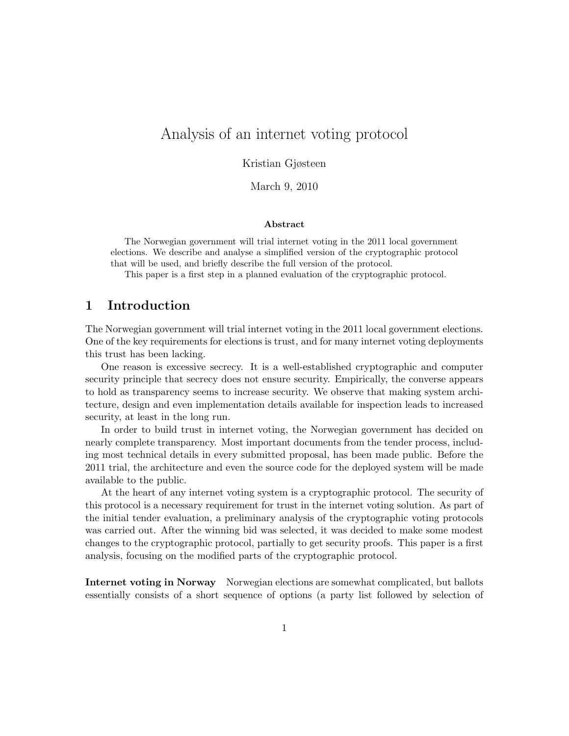# Analysis of an internet voting protocol

Kristian Gjøsteen

March 9, 2010

**Abstract**

The Norwegian government will trial internet voting in the 2011 local government elections. We describe and analyse a simplified version of the cryptographic protocol that will be used, and briefly describe the full version of the protocol.

This paper is a first step in a planned evaluation of the cryptographic protocol.

## 1 Introduction

The Norwegian government will trial internet voting in the 2011 local government elections. One of the key requirements for elections is trust, and for many internet voting deployments this trust has been lacking.

One reason is excessive secrecy. It is a well-established cryptographic and computer security principle that secrecy does not ensure security. Empirically, the converse appears to hold as transparency seems to increase security. We observe that making system architecture, design and even implementation details available for inspection leads to increased security, at least in the long run.

In order to build trust in internet voting, the Norwegian government has decided on nearly complete transparency. Most important documents from the tender process, including most technical details in every submitted proposal, has been made public. Before the 2011 trial, the architecture and even the source code for the deployed system will be made available to the public.

At the heart of any internet voting system is a cryptographic protocol. The security of this protocol is a necessary requirement for trust in the internet voting solution. As part of the initial tender evaluation, a preliminary analysis of the cryptographic voting protocols was carried out. After the winning bid was selected, it was decided to make some modest changes to the cryptographic protocol, partially to get security proofs. This paper is a first analysis, focusing on the modified parts of the cryptographic protocol.

**Internet voting in Norway** Norwegian elections are somewhat complicated, but ballots essentially consists of a short sequence of options (a party list followed by selection of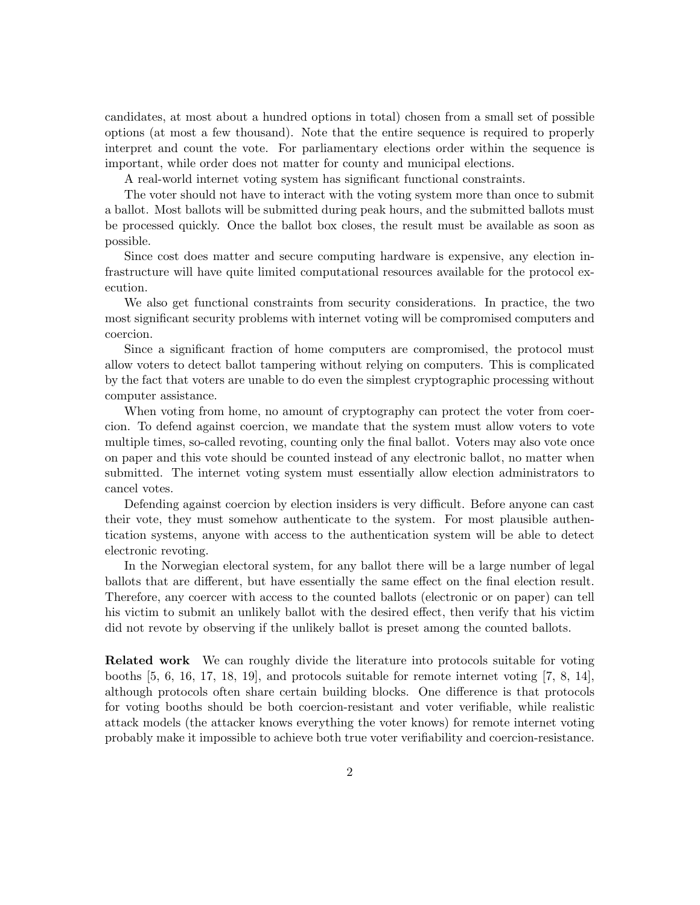candidates, at most about a hundred options in total) chosen from a small set of possible options (at most a few thousand). Note that the entire sequence is required to properly interpret and count the vote. For parliamentary elections order within the sequence is important, while order does not matter for county and municipal elections.

A real-world internet voting system has significant functional constraints.

The voter should not have to interact with the voting system more than once to submit a ballot. Most ballots will be submitted during peak hours, and the submitted ballots must be processed quickly. Once the ballot box closes, the result must be available as soon as possible.

Since cost does matter and secure computing hardware is expensive, any election infrastructure will have quite limited computational resources available for the protocol execution.

We also get functional constraints from security considerations. In practice, the two most significant security problems with internet voting will be compromised computers and coercion.

Since a significant fraction of home computers are compromised, the protocol must allow voters to detect ballot tampering without relying on computers. This is complicated by the fact that voters are unable to do even the simplest cryptographic processing without computer assistance.

When voting from home, no amount of cryptography can protect the voter from coercion. To defend against coercion, we mandate that the system must allow voters to vote multiple times, so-called revoting, counting only the final ballot. Voters may also vote once on paper and this vote should be counted instead of any electronic ballot, no matter when submitted. The internet voting system must essentially allow election administrators to cancel votes.

Defending against coercion by election insiders is very difficult. Before anyone can cast their vote, they must somehow authenticate to the system. For most plausible authentication systems, anyone with access to the authentication system will be able to detect electronic revoting.

In the Norwegian electoral system, for any ballot there will be a large number of legal ballots that are different, but have essentially the same effect on the final election result. Therefore, any coercer with access to the counted ballots (electronic or on paper) can tell his victim to submit an unlikely ballot with the desired effect, then verify that his victim did not revote by observing if the unlikely ballot is preset among the counted ballots.

**Related work** We can roughly divide the literature into protocols suitable for voting booths [5, 6, 16, 17, 18, 19], and protocols suitable for remote internet voting [7, 8, 14], although protocols often share certain building blocks. One difference is that protocols for voting booths should be both coercion-resistant and voter verifiable, while realistic attack models (the attacker knows everything the voter knows) for remote internet voting probably make it impossible to achieve both true voter verifiability and coercion-resistance.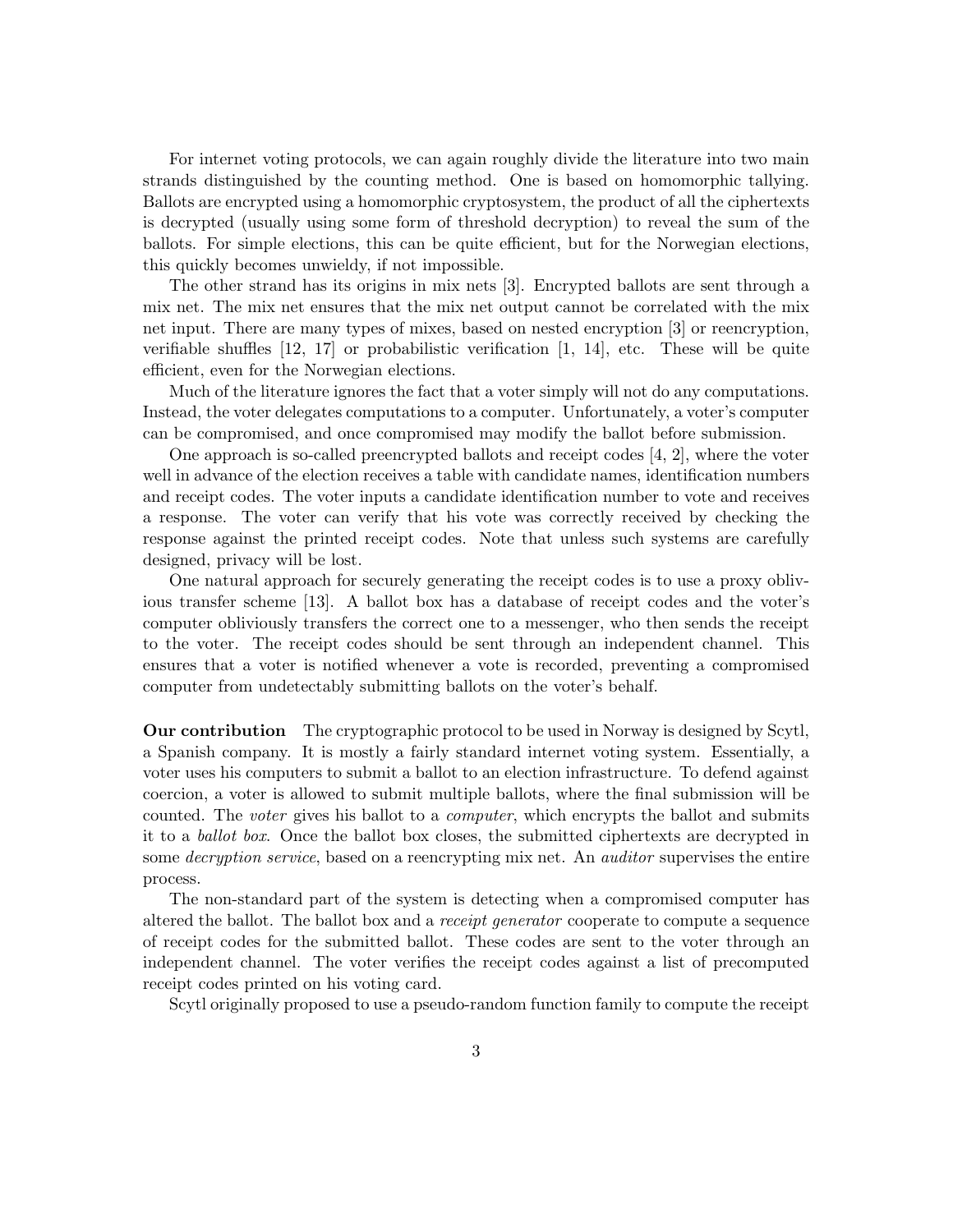For internet voting protocols, we can again roughly divide the literature into two main strands distinguished by the counting method. One is based on homomorphic tallying. Ballots are encrypted using a homomorphic cryptosystem, the product of all the ciphertexts is decrypted (usually using some form of threshold decryption) to reveal the sum of the ballots. For simple elections, this can be quite efficient, but for the Norwegian elections, this quickly becomes unwieldy, if not impossible.

The other strand has its origins in mix nets [3]. Encrypted ballots are sent through a mix net. The mix net ensures that the mix net output cannot be correlated with the mix net input. There are many types of mixes, based on nested encryption [3] or reencryption, verifiable shuffles [12, 17] or probabilistic verification [1, 14], etc. These will be quite efficient, even for the Norwegian elections.

Much of the literature ignores the fact that a voter simply will not do any computations. Instead, the voter delegates computations to a computer. Unfortunately, a voter's computer can be compromised, and once compromised may modify the ballot before submission.

One approach is so-called preencrypted ballots and receipt codes [4, 2], where the voter well in advance of the election receives a table with candidate names, identification numbers and receipt codes. The voter inputs a candidate identification number to vote and receives a response. The voter can verify that his vote was correctly received by checking the response against the printed receipt codes. Note that unless such systems are carefully designed, privacy will be lost.

One natural approach for securely generating the receipt codes is to use a proxy oblivious transfer scheme [13]. A ballot box has a database of receipt codes and the voter's computer obliviously transfers the correct one to a messenger, who then sends the receipt to the voter. The receipt codes should be sent through an independent channel. This ensures that a voter is notified whenever a vote is recorded, preventing a compromised computer from undetectably submitting ballots on the voter's behalf.

**Our contribution** The cryptographic protocol to be used in Norway is designed by Scytl, a Spanish company. It is mostly a fairly standard internet voting system. Essentially, a voter uses his computers to submit a ballot to an election infrastructure. To defend against coercion, a voter is allowed to submit multiple ballots, where the final submission will be counted. The *voter* gives his ballot to a *computer*, which encrypts the ballot and submits it to a *ballot box*. Once the ballot box closes, the submitted ciphertexts are decrypted in some *decryption service*, based on a reencrypting mix net. An *auditor* supervises the entire process.

The non-standard part of the system is detecting when a compromised computer has altered the ballot. The ballot box and a *receipt generator* cooperate to compute a sequence of receipt codes for the submitted ballot. These codes are sent to the voter through an independent channel. The voter verifies the receipt codes against a list of precomputed receipt codes printed on his voting card.

Scytl originally proposed to use a pseudo-random function family to compute the receipt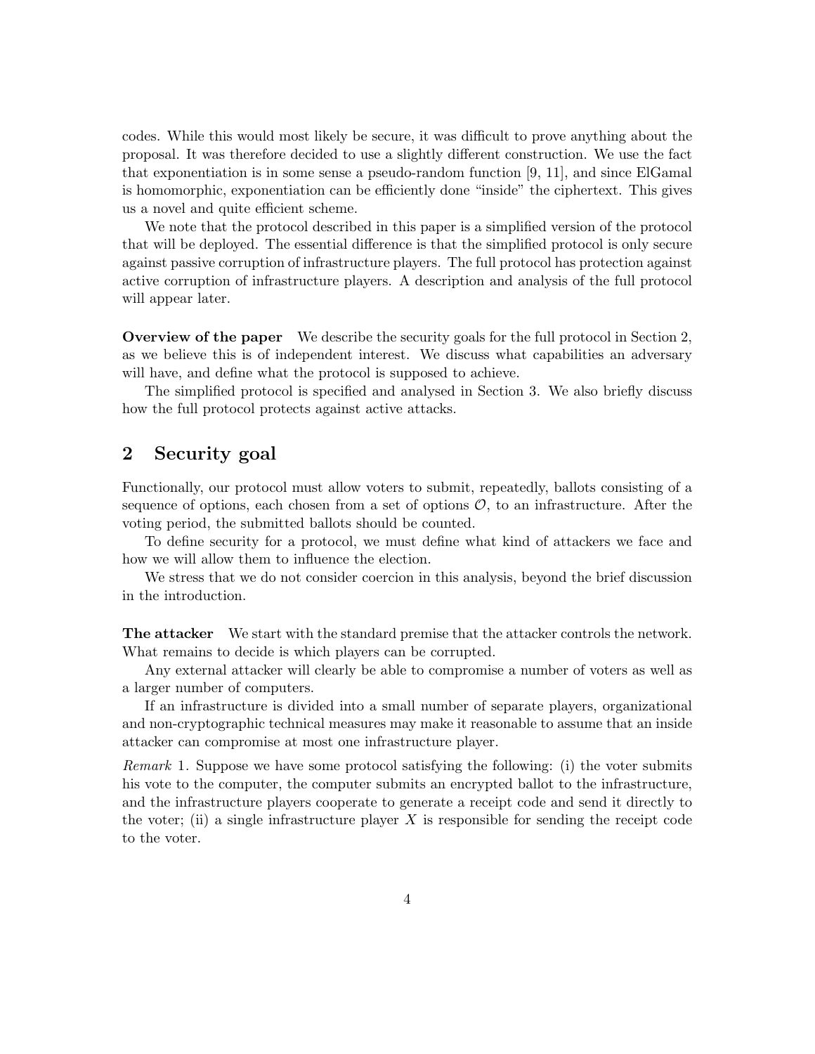codes. While this would most likely be secure, it was difficult to prove anything about the proposal. It was therefore decided to use a slightly different construction. We use the fact that exponentiation is in some sense a pseudo-random function [9, 11], and since ElGamal is homomorphic, exponentiation can be efficiently done "inside" the ciphertext. This gives us a novel and quite efficient scheme.

We note that the protocol described in this paper is a simplified version of the protocol that will be deployed. The essential difference is that the simplified protocol is only secure against passive corruption of infrastructure players. The full protocol has protection against active corruption of infrastructure players. A description and analysis of the full protocol will appear later.

**Overview of the paper** We describe the security goals for the full protocol in Section 2, as we believe this is of independent interest. We discuss what capabilities an adversary will have, and define what the protocol is supposed to achieve.

The simplified protocol is specified and analysed in Section 3. We also briefly discuss how the full protocol protects against active attacks.

## 2 Security goal

Functionally, our protocol must allow voters to submit, repeatedly, ballots consisting of a sequence of options, each chosen from a set of options $\mathcal{O}$, to an infrastructure. After the voting period, the submitted ballots should be counted.

To define security for a protocol, we must define what kind of attackers we face and how we will allow them to influence the election.

We stress that we do not consider coercion in this analysis, beyond the brief discussion in the introduction.

**The attacker** We start with the standard premise that the attacker controls the network. What remains to decide is which players can be corrupted.

Any external attacker will clearly be able to compromise a number of voters as well as a larger number of computers.

If an infrastructure is divided into a small number of separate players, organizational and non-cryptographic technical measures may make it reasonable to assume that an inside attacker can compromise at most one infrastructure player.

*Remark* 1. Suppose we have some protocol satisfying the following: (i) the voter submits his vote to the computer, the computer submits an encrypted ballot to the infrastructure, and the infrastructure players cooperate to generate a receipt code and send it directly to the voter; (ii) a single infrastructure player $X$ is responsible for sending the receipt code to the voter.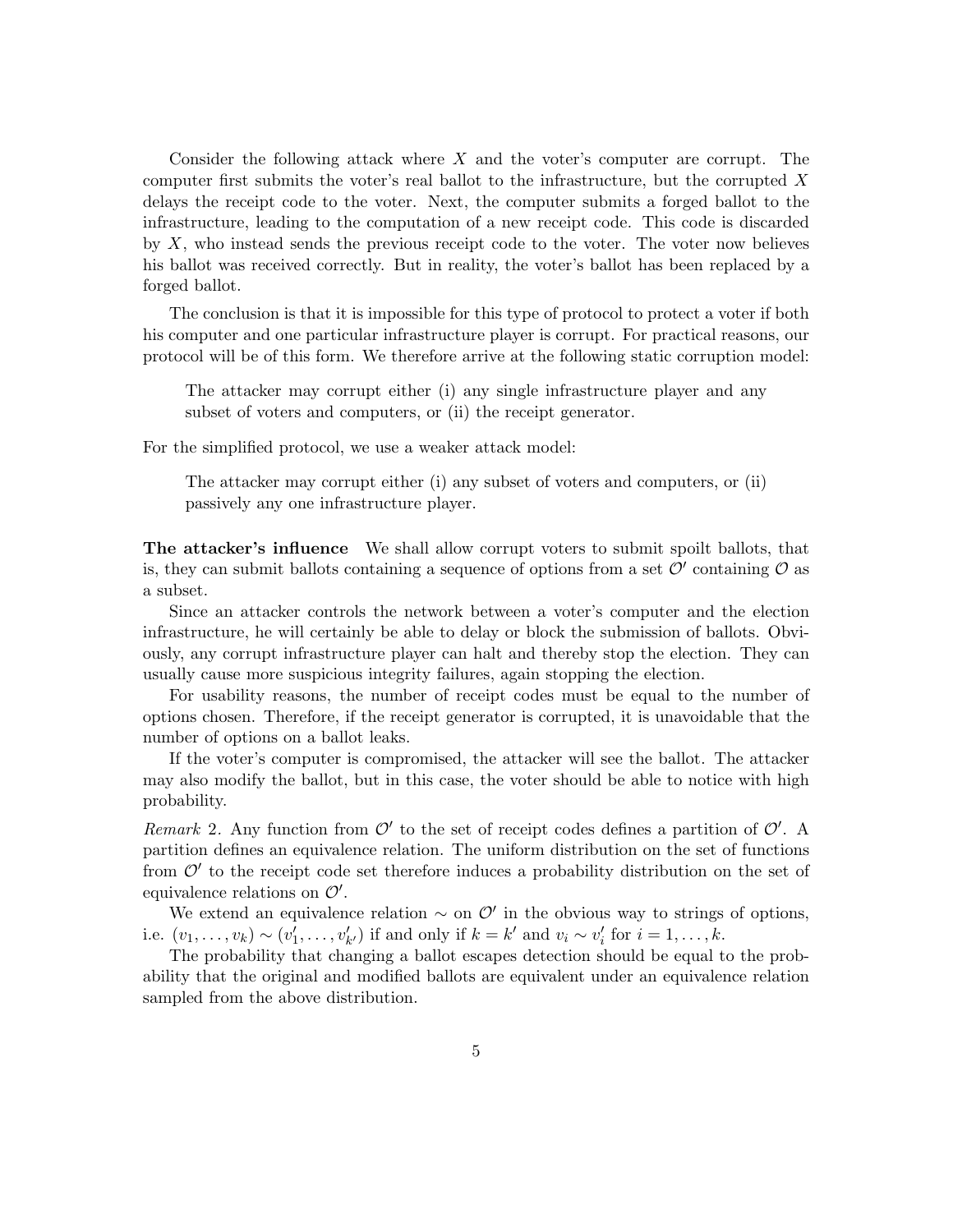Consider the following attack where $X$ and the voter's computer are corrupt. The computer first submits the voter's real ballot to the infrastructure, but the corrupted $X$ delays the receipt code to the voter. Next, the computer submits a forged ballot to the infrastructure, leading to the computation of a new receipt code. This code is discarded by $X$, who instead sends the previous receipt code to the voter. The voter now believes his ballot was received correctly. But in reality, the voter's ballot has been replaced by a forged ballot.

The conclusion is that it is impossible for this type of protocol to protect a voter if both his computer and one particular infrastructure player is corrupt. For practical reasons, our protocol will be of this form. We therefore arrive at the following static corruption model:

> The attacker may corrupt either (i) any single infrastructure player and any subset of voters and computers, or (ii) the receipt generator.

For the simplified protocol, we use a weaker attack model:

> The attacker may corrupt either (i) any subset of voters and computers, or (ii) passively any one infrastructure player.

**The attacker's influence** We shall allow corrupt voters to submit spoilt ballots, that is, they can submit ballots containing a sequence of options from a set $\mathcal{O}'$ containing $\mathcal{O}$ as a subset.

Since an attacker controls the network between a voter's computer and the election infrastructure, he will certainly be able to delay or block the submission of ballots. Obviously, any corrupt infrastructure player can halt and thereby stop the election. They can usually cause more suspicious integrity failures, again stopping the election.

For usability reasons, the number of receipt codes must be equal to the number of options chosen. Therefore, if the receipt generator is corrupted, it is unavoidable that the number of options on a ballot leaks.

If the voter's computer is compromised, the attacker will see the ballot. The attacker may also modify the ballot, but in this case, the voter should be able to notice with high probability.

*Remark* 2. Any function from $\mathcal{O}'$ to the set of receipt codes defines a partition of $\mathcal{O}'$. A partition defines an equivalence relation. The uniform distribution on the set of functions from $\mathcal{O}'$ to the receipt code set therefore induces a probability distribution on the set of equivalence relations on $\mathcal{O}'$.

We extend an equivalence relation $\sim$ on $\mathcal{O}'$ in the obvious way to strings of options, i.e. $(v_1, \dots, v_k) \sim (v'_1, \dots, v'_{k'})$ if and only if $k = k'$ and $v_i \sim v'_i$ for $i = 1, \dots, k$.

The probability that changing a ballot escapes detection should be equal to the probability that the original and modified ballots are equivalent under an equivalence relation sampled from the above distribution.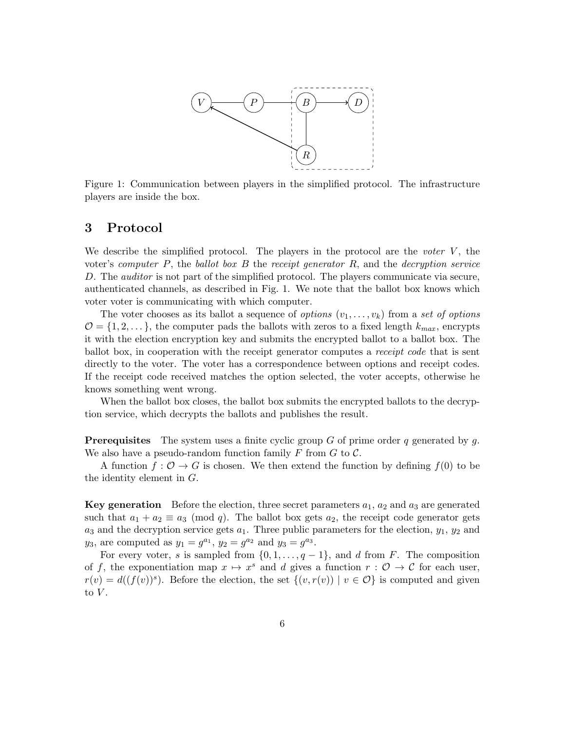Figure 1: Communication between players in the simplified protocol. The infrastructure players are inside the box.

## 3 Protocol

We describe the simplified protocol. The players in the protocol are the *voter* $V$, the voter's *computer* $P$, the *ballot box* $B$ the *receipt generator* $R$, and the *decryption service* $D$. The *auditor* is not part of the simplified protocol. The players communicate via secure, authenticated channels, as described in Fig. 1. We note that the ballot box knows which voter voter is communicating with which computer.

The voter chooses as its ballot a sequence of *options* $(v_1, \ldots, v_k)$ from a *set of options* $\mathcal{O} = \{1, 2, \ldots\}$, the computer pads the ballots with zeros to a fixed length $k_{max}$, encrypts it with the election encryption key and submits the encrypted ballot to a ballot box. The ballot box, in cooperation with the receipt generator computes a *receipt code* that is sent directly to the voter. The voter has a correspondence between options and receipt codes. If the receipt code received matches the option selected, the voter accepts, otherwise he knows something went wrong.

When the ballot box closes, the ballot box submits the encrypted ballots to the decryption service, which decrypts the ballots and publishes the result.

**Prerequisites** The system uses a finite cyclic group $G$ of prime order $q$ generated by $g$. We also have a pseudo-random function family $F$ from $G$ to $\mathcal{C}$.

A function $f : \mathcal{O} \to G$ is chosen. We then extend the function by defining $f(0)$ to be the identity element in $G$.

**Key generation** Before the election, three secret parameters $a_1$, $a_2$ and $a_3$ are generated such that $a_1 + a_2 \equiv a_3 \pmod{q}$. The ballot box gets $a_2$, the receipt code generator gets $a_3$ and the decryption service gets $a_1$. Three public parameters for the election, $y_1$, $y_2$ and $y_3$, are computed as $y_1 = g^{a_1}$, $y_2 = g^{a_2}$ and $y_3 = g^{a_3}$.

For every voter, $s$ is sampled from $\{0, 1, \ldots, q-1\}$, and $d$ from $F$. The composition of $f$, the exponentiation map $x \mapsto x^s$ and $d$ gives a function $r : \mathcal{O} \to \mathcal{C}$ for each user, $r(v) = d((f(v))^s)$. Before the election, the set $\{(v, r(v)) \mid v \in \mathcal{O}\}$ is computed and given to $V$.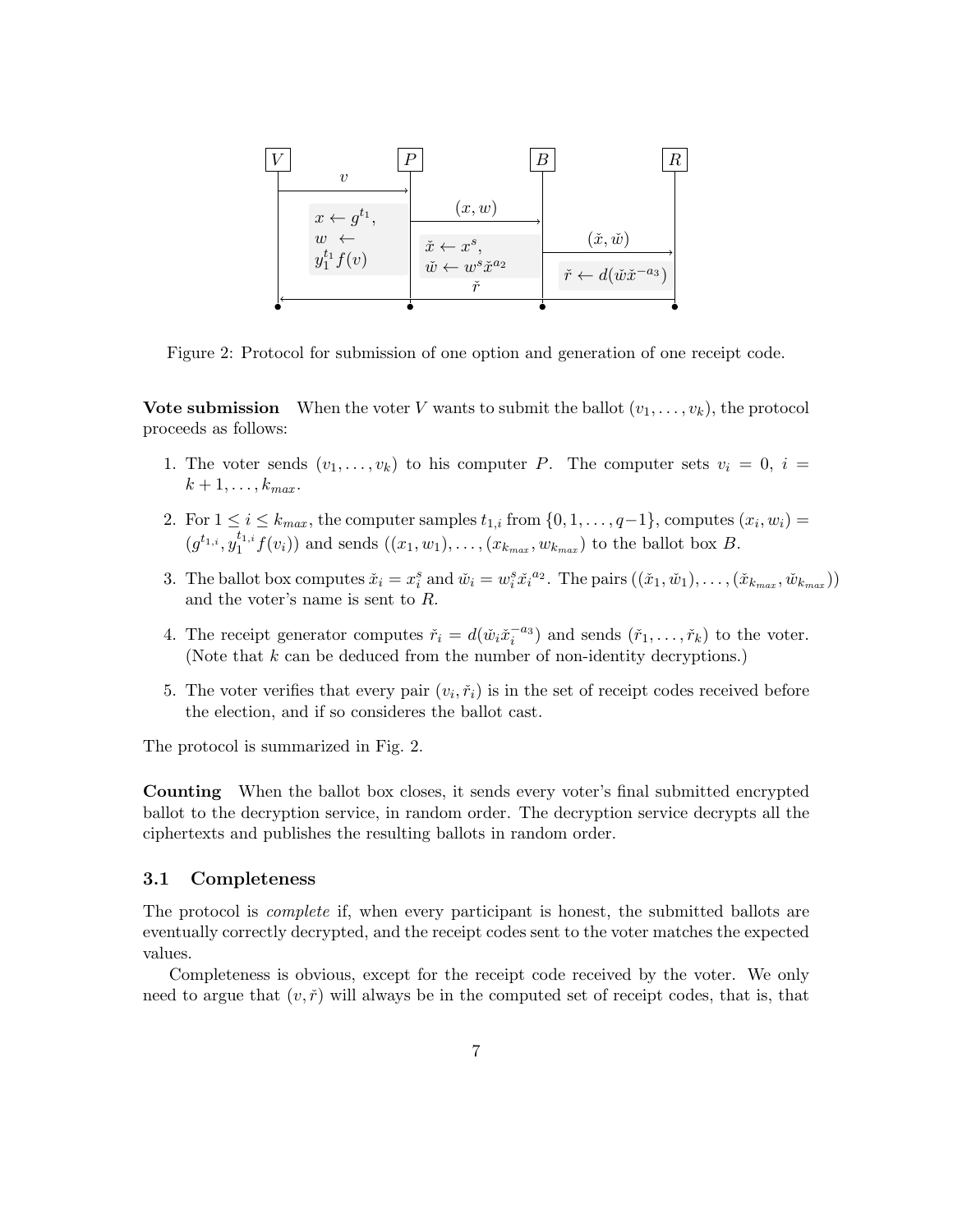Figure 2: Protocol for submission of one option and generation of one receipt code.

**Vote submission** When the voter $V$ wants to submit the ballot $(v_1, \dots, v_k)$, the protocol proceeds as follows:

1. The voter sends $(v_1, \dots, v_k)$ to his computer $P$. The computer sets $v_i = 0$, $i = k+1, \dots, k_{max}$.
2. For $1 \leq i \leq k_{max}$, the computer samples $t_{1,i}$ from $\{0, 1, \dots, q-1\}$, computes $(x_i, w_i) = (g^{t_{1,i}}, y_1^{t_{1,i}} f(v_i))$ and sends $((x_1, w_1), \dots, (x_{k_{max}}, w_{k_{max}}))$ to the ballot box $B$.
3. The ballot box computes $\check{x}_i = x_i^s$ and $\check{w}_i = w_i^s \check{x}_i^{a_2}$. The pairs $((\check{x}_1, \check{w}_1), \dots, (\check{x}_{k_{max}}, \check{w}_{k_{max}}))$ and the voter's name is sent to $R$.
4. The receipt generator computes $\check{r}_i = d(\check{w}_i \check{x}_i^{-a_3})$ and sends $(\check{r}_1, \dots, \check{r}_k)$ to the voter. (Note that $k$ can be deduced from the number of non-identity decryptions.)
5. The voter verifies that every pair $(v_i, \check{r}_i)$ is in the set of receipt codes received before the election, and if so consideres the ballot cast.

The protocol is summarized in Fig. 2.

**Counting** When the ballot box closes, it sends every voter's final submitted encrypted ballot to the decryption service, in random order. The decryption service decrypts all the ciphertexts and publishes the resulting ballots in random order.

### 3.1 Completeness

The protocol is *complete* if, when every participant is honest, the submitted ballots are eventually correctly decrypted, and the receipt codes sent to the voter matches the expected values.

Completeness is obvious, except for the receipt code received by the voter. We only need to argue that $(v, \check{r})$ will always be in the computed set of receipt codes, that is, that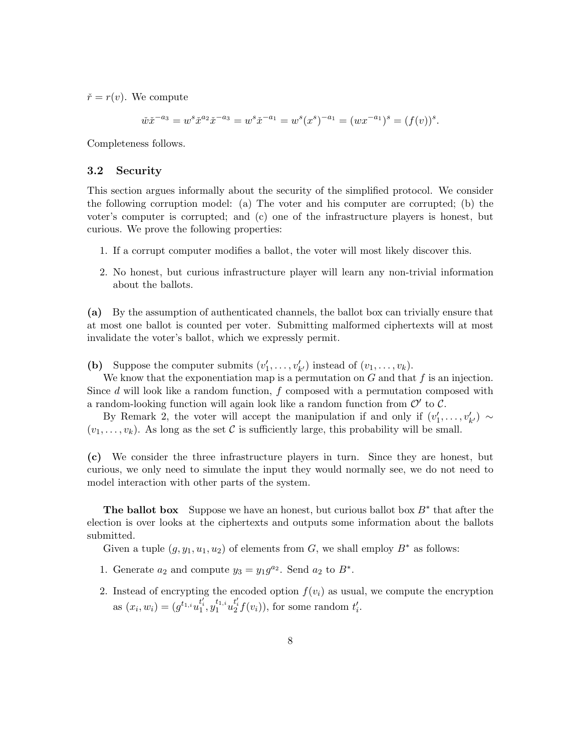$\check{r} = r(v)$. We compute

$$\check{w}\check{x}^{-a_3} = w^s \check{x}^{a_2} \check{x}^{-a_3} = w^s \check{x}^{-a_1} = w^s (x^s)^{-a_1} = (wx^{-a_1})^s = (f(v))^s.$$

Completeness follows.

### 3.2 Security

This section argues informally about the security of the simplified protocol. We consider the following corruption model: (a) The voter and his computer are corrupted; (b) the voter's computer is corrupted; and (c) one of the infrastructure players is honest, but curious. We prove the following properties:

1. If a corrupt computer modifies a ballot, the voter will most likely discover this.
2. No honest, but curious infrastructure player will learn any non-trivial information about the ballots.

**(a)** By the assumption of authenticated channels, the ballot box can trivially ensure that at most one ballot is counted per voter. Submitting malformed ciphertexts will at most invalidate the voter's ballot, which we expressly permit.

**(b)** Suppose the computer submits $(v'_1, \dots, v'_{k'})$ instead of $(v_1, \dots, v_k)$.

We know that the exponentiation map is a permutation on $G$ and that $f$ is an injection. Since $d$ will look like a random function, $f$ composed with a permutation composed with a random-looking function will again look like a random function from $\mathcal{O}'$ to $\mathcal{C}$.

By Remark 2, the voter will accept the manipulation if and only if $(v'_1, \dots, v'_{k'}) \sim (v_1, \dots, v_k)$. As long as the set $\mathcal{C}$ is sufficiently large, this probability will be small.

**(c)** We consider the three infrastructure players in turn. Since they are honest, but curious, we only need to simulate the input they would normally see, we do not need to model interaction with other parts of the system.

**The ballot box** Suppose we have an honest, but curious ballot box $B^*$ that after the election is over looks at the ciphertexts and outputs some information about the ballots submitted.

Given a tuple $(g, y_1, u_1, u_2)$ of elements from $G$, we shall employ $B^*$ as follows:

1. Generate $a_2$ and compute $y_3 = y_1 g^{a_2}$. Send $a_2$ to $B^*$.
2. Instead of encrypting the encoded option $f(v_i)$ as usual, we compute the encryption as $(x_i, w_i) = (g^{t_{1,i}} u_1^{t'_i}, y_1^{t_{1,i}} u_2^{t'_i} f(v_i))$, for some random $t'_i$.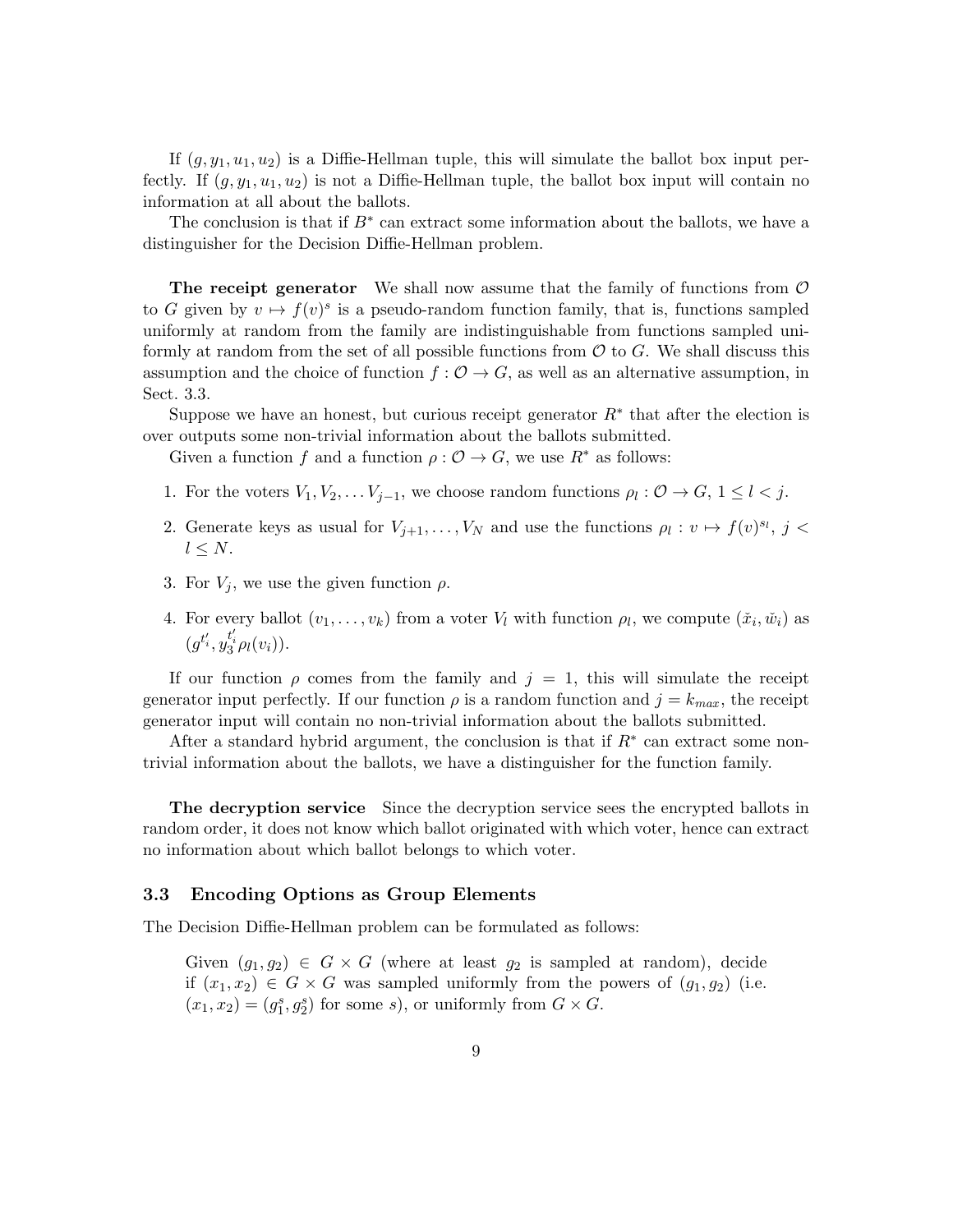If $(g, y_1, u_1, u_2)$ is a Diffie-Hellman tuple, this will simulate the ballot box input perfectly. If $(g, y_1, u_1, u_2)$ is not a Diffie-Hellman tuple, the ballot box input will contain no information at all about the ballots.

The conclusion is that if $B^*$ can extract some information about the ballots, we have a distinguisher for the Decision Diffie-Hellman problem.

**The receipt generator** We shall now assume that the family of functions from $\mathcal{O}$ to $G$ given by $v \mapsto f(v)^s$ is a pseudo-random function family, that is, functions sampled uniformly at random from the family are indistinguishable from functions sampled uniformly at random from the set of all possible functions from $\mathcal{O}$ to $G$. We shall discuss this assumption and the choice of function $f : \mathcal{O} \to G$, as well as an alternative assumption, in Sect. 3.3.

Suppose we have an honest, but curious receipt generator $R^*$ that after the election is over outputs some non-trivial information about the ballots submitted.

Given a function $f$ and a function $\rho : \mathcal{O} \to G$, we use $R^*$ as follows:

1. For the voters $V_1, V_2, \dots V_{j-1}$, we choose random functions $\rho_l : \mathcal{O} \to G$, $1 \leq l < j$.
2. Generate keys as usual for $V_{j+1}, \dots, V_N$ and use the functions $\rho_l : v \mapsto f(v)^{s_l}$, $j < l \leq N$.
3. For $V_j$, we use the given function $\rho$.
4. For every ballot $(v_1, \dots, v_k)$ from a voter $V_l$ with function $\rho_l$, we compute $(\check{x}_i, \check{w}_i)$ as $(g^{t'_i}, y_3^{t'_i} \rho_l(v_i))$.

If our function $\rho$ comes from the family and $j = 1$, this will simulate the receipt generator input perfectly. If our function $\rho$ is a random function and $j = k_{max}$, the receipt generator input will contain no non-trivial information about the ballots submitted.

After a standard hybrid argument, the conclusion is that if $R^*$ can extract some non-trivial information about the ballots, we have a distinguisher for the function family.

**The decryption service** Since the decryption service sees the encrypted ballots in random order, it does not know which ballot originated with which voter, hence can extract no information about which ballot belongs to which voter.

### 3.3 Encoding Options as Group Elements

The Decision Diffie-Hellman problem can be formulated as follows:

> Given $(g_1, g_2) \in G \times G$ (where at least $g_2$ is sampled at random), decide if $(x_1, x_2) \in G \times G$ was sampled uniformly from the powers of $(g_1, g_2)$ (i.e. $(x_1, x_2) = (g_1^s, g_2^s)$ for some $s$), or uniformly from $G \times G$.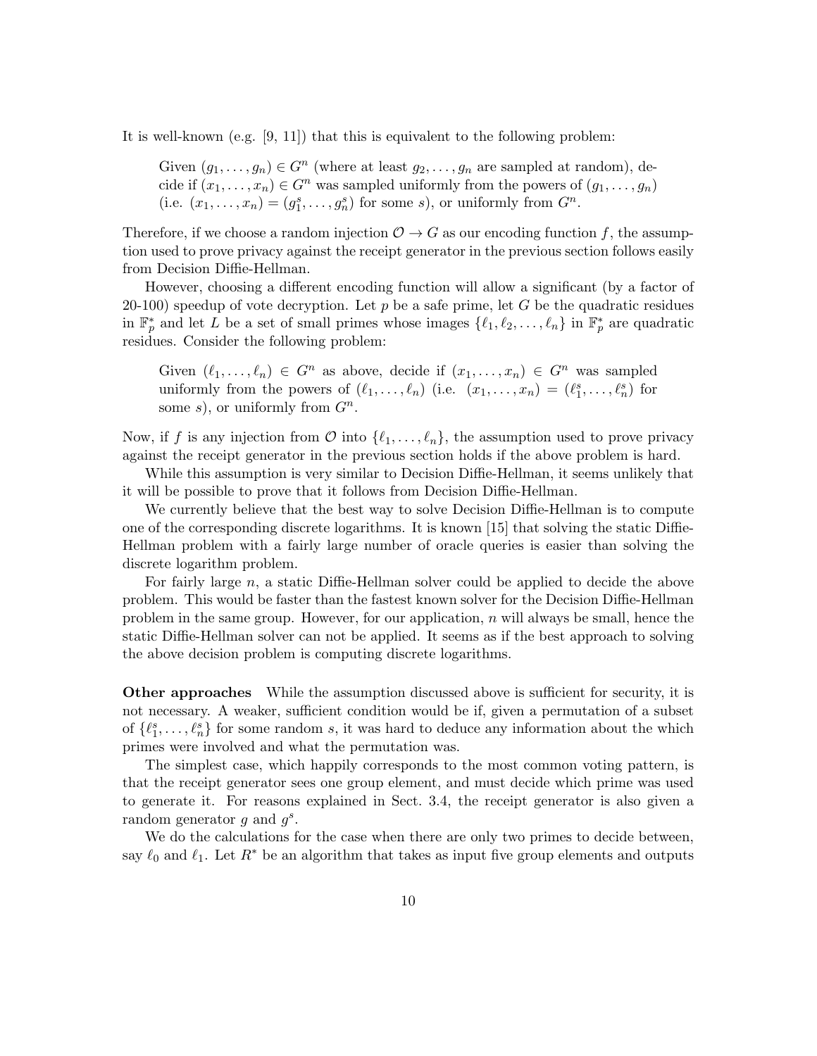It is well-known (e.g. [9, 11]) that this is equivalent to the following problem:

> Given $(g_1, \dots, g_n) \in G^n$ (where at least $g_2, \dots, g_n$ are sampled at random), decide if $(x_1, \dots, x_n) \in G^n$ was sampled uniformly from the powers of $(g_1, \dots, g_n)$ (i.e. $(x_1, \dots, x_n) = (g_1^s, \dots, g_n^s)$ for some $s$), or uniformly from $G^n$.

Therefore, if we choose a random injection $\mathcal{O} \to G$ as our encoding function $f$, the assumption used to prove privacy against the receipt generator in the previous section follows easily from Decision Diffie-Hellman.

However, choosing a different encoding function will allow a significant (by a factor of 20-100) speedup of vote decryption. Let $p$ be a safe prime, let $G$ be the quadratic residues in $\mathbb{F}_p^*$ and let $L$ be a set of small primes whose images $\{\ell_1, \ell_2, \dots, \ell_n\}$ in $\mathbb{F}_p^*$ are quadratic residues. Consider the following problem:

> Given $(\ell_1, \dots, \ell_n) \in G^n$ as above, decide if $(x_1, \dots, x_n) \in G^n$ was sampled uniformly from the powers of $(\ell_1, \dots, \ell_n)$ (i.e. $(x_1, \dots, x_n) = (\ell_1^s, \dots, \ell_n^s)$ for some $s$), or uniformly from $G^n$.

Now, if $f$ is any injection from $\mathcal{O}$ into $\{\ell_1, \dots, \ell_n\}$, the assumption used to prove privacy against the receipt generator in the previous section holds if the above problem is hard.

While this assumption is very similar to Decision Diffie-Hellman, it seems unlikely that it will be possible to prove that it follows from Decision Diffie-Hellman.

We currently believe that the best way to solve Decision Diffie-Hellman is to compute one of the corresponding discrete logarithms. It is known [15] that solving the static Diffie-Hellman problem with a fairly large number of oracle queries is easier than solving the discrete logarithm problem.

For fairly large $n$, a static Diffie-Hellman solver could be applied to decide the above problem. This would be faster than the fastest known solver for the Decision Diffie-Hellman problem in the same group. However, for our application, $n$ will always be small, hence the static Diffie-Hellman solver can not be applied. It seems as if the best approach to solving the above decision problem is computing discrete logarithms.

**Other approaches** While the assumption discussed above is sufficient for security, it is not necessary. A weaker, sufficient condition would be if, given a permutation of a subset of $\{\ell_1^s, \dots, \ell_n^s\}$ for some random $s$, it was hard to deduce any information about the which primes were involved and what the permutation was.

The simplest case, which happily corresponds to the most common voting pattern, is that the receipt generator sees one group element, and must decide which prime was used to generate it. For reasons explained in Sect. 3.4, the receipt generator is also given a random generator $g$ and $g^s$.

We do the calculations for the case when there are only two primes to decide between, say $\ell_0$ and $\ell_1$. Let $R^*$ be an algorithm that takes as input five group elements and outputs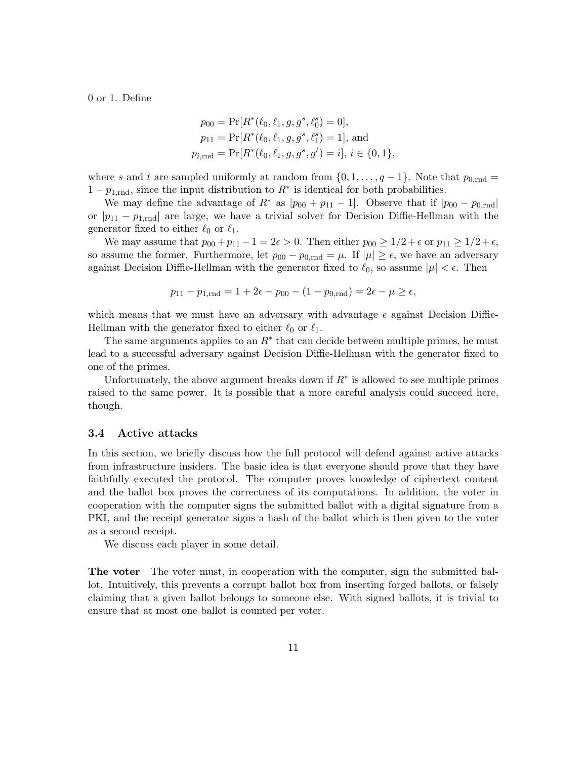0 or 1. Define

$$
\begin{aligned}
p_{00} &= \Pr[R^*(\ell_0, \ell_1, g, g^s, \ell_0^s) = 0], \\
p_{11} &= \Pr[R^*(\ell_0, \ell_1, g, g^s, \ell_1^s) = 1], \text{ and} \\
p_{i,\text{rnd}} &= \Pr[R^*(\ell_0, \ell_1, g, g^s, g^t) = i], \ i \in \{0, 1\},
\end{aligned}
$$

where $s$ and $t$ are sampled uniformly at random from $\{0, 1, \dots, q-1\}$. Note that $p_{0,\text{rnd}} = 1 - p_{1,\text{rnd}}$, since the input distribution to $R^*$ is identical for both probabilities.

We may define the advantage of $R^*$ as $|p_{00} + p_{11} - 1|$. Observe that if $|p_{00} - p_{0,\text{rnd}}|$ or $|p_{11} - p_{1,\text{rnd}}|$ are large, we have a trivial solver for Decision Diffie-Hellman with the generator fixed to either $\ell_0$ or $\ell_1$.

We may assume that $p_{00} + p_{11} - 1 = 2\epsilon > 0$. Then either $p_{00} \geq 1/2 + \epsilon$ or $p_{11} \geq 1/2 + \epsilon$, so assume the former. Furthermore, let $p_{00} - p_{0,\text{rnd}} = \mu$. If $|\mu| \geq \epsilon$, we have an adversary against Decision Diffie-Hellman with the generator fixed to $\ell_0$, so assume $|\mu| < \epsilon$. Then

$$
p_{11} - p_{1,\text{rnd}} = 1 + 2\epsilon - p_{00} - (1 - p_{0,\text{rnd}}) = 2\epsilon - \mu \geq \epsilon,
$$

which means that we must have an adversary with advantage $\epsilon$ against Decision Diffie-Hellman with the generator fixed to either $\ell_0$ or $\ell_1$.

The same arguments applies to an $R^*$ that can decide between multiple primes, he must lead to a successful adversary against Decision Diffie-Hellman with the generator fixed to one of the primes.

Unfortunately, the above argument breaks down if $R^*$ is allowed to see multiple primes raised to the same power. It is possible that a more careful analysis could succeed here, though.

### 3.4 Active attacks

In this section, we briefly discuss how the full protocol will defend against active attacks from infrastructure insiders. The basic idea is that everyone should prove that they have faithfully executed the protocol. The computer proves knowledge of ciphertext content and the ballot box proves the correctness of its computations. In addition, the voter in cooperation with the computer signs the submitted ballot with a digital signature from a PKI, and the receipt generator signs a hash of the ballot which is then given to the voter as a second receipt.

We discuss each player in some detail.

**The voter** The voter must, in cooperation with the computer, sign the submitted ballot. Intuitively, this prevents a corrupt ballot box from inserting forged ballots, or falsely claiming that a given ballot belongs to someone else. With signed ballots, it is trivial to ensure that at most one ballot is counted per voter.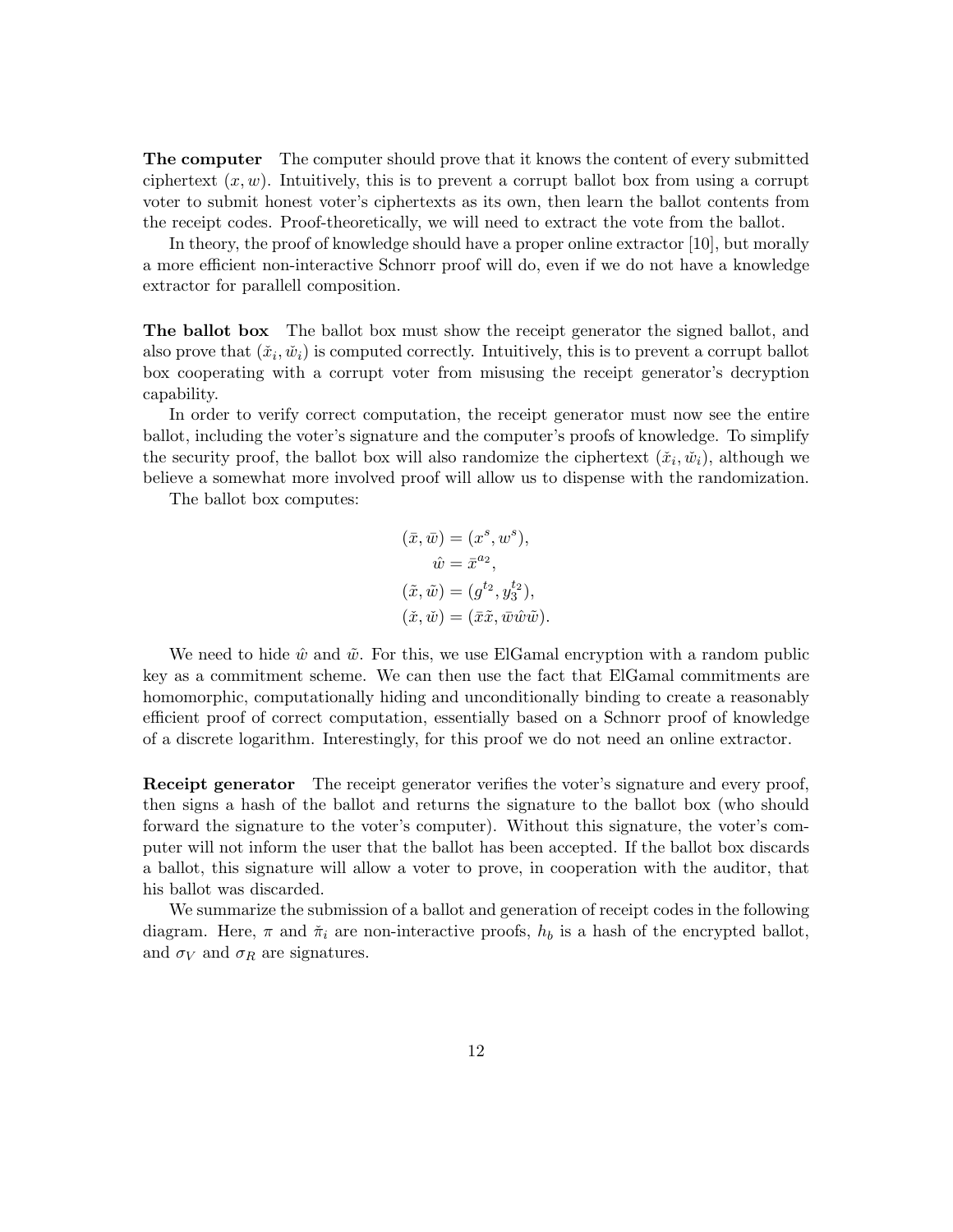**The computer** The computer should prove that it knows the content of every submitted ciphertext $(x, w)$. Intuitively, this is to prevent a corrupt ballot box from using a corrupt voter to submit honest voter's ciphertexts as its own, then learn the ballot contents from the receipt codes. Proof-theoretically, we will need to extract the vote from the ballot.

In theory, the proof of knowledge should have a proper online extractor [10], but morally a more efficient non-interactive Schnorr proof will do, even if we do not have a knowledge extractor for parallell composition.

**The ballot box** The ballot box must show the receipt generator the signed ballot, and also prove that $(\check{x}_i, \check{w}_i)$ is computed correctly. Intuitively, this is to prevent a corrupt ballot box cooperating with a corrupt voter from misusing the receipt generator's decryption capability.

In order to verify correct computation, the receipt generator must now see the entire ballot, including the voter's signature and the computer's proofs of knowledge. To simplify the security proof, the ballot box will also randomize the ciphertext $(\check{x}_i, \check{w}_i)$, although we believe a somewhat more involved proof will allow us to dispense with the randomization.

The ballot box computes:

$$
\begin{aligned}
(\bar{x}, \bar{w}) &= (x^s, w^s), \\
\hat{w} &= \bar{x}^{a_2}, \\
(\tilde{x}, \tilde{w}) &= (g^{t_2}, y_3^{t_2}), \\
(\check{x}, \check{w}) &= (\bar{x}\tilde{x}, \bar{w}\hat{w}\tilde{w}).
\end{aligned}
$$

We need to hide $\hat{w}$ and $\tilde{w}$. For this, we use ElGamal encryption with a random public key as a commitment scheme. We can then use the fact that ElGamal commitments are homomorphic, computationally hiding and unconditionally binding to create a reasonably efficient proof of correct computation, essentially based on a Schnorr proof of knowledge of a discrete logarithm. Interestingly, for this proof we do not need an online extractor.

**Receipt generator** The receipt generator verifies the voter's signature and every proof, then signs a hash of the ballot and returns the signature to the ballot box (who should forward the signature to the voter's computer). Without this signature, the voter's computer will not inform the user that the ballot has been accepted. If the ballot box discards a ballot, this signature will allow a voter to prove, in cooperation with the auditor, that his ballot was discarded.

We summarize the submission of a ballot and generation of receipt codes in the following diagram. Here, $\pi$ and $\check{\pi}_i$ are non-interactive proofs, $h_b$ is a hash of the encrypted ballot, and $\sigma_V$ and $\sigma_R$ are signatures.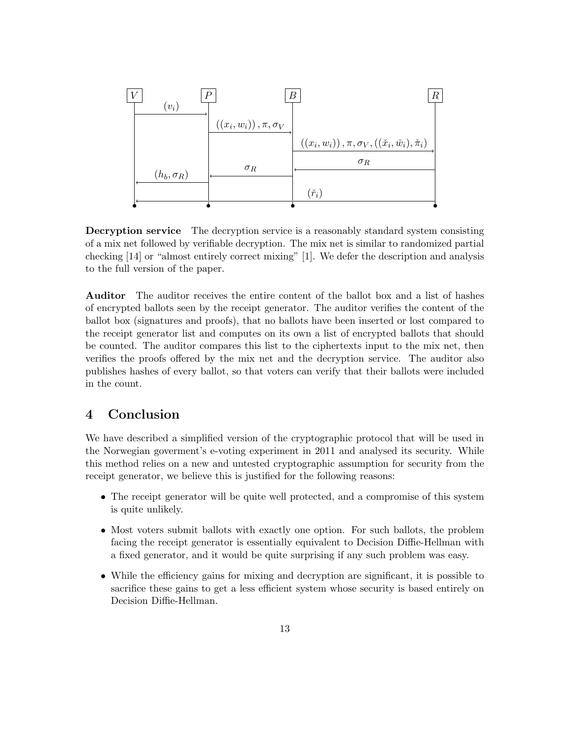| $V$ | | $P$ | | $B$ | | $R$ |
|---|---|---|---|---|---|---|
| | $(v_i) \rightarrow$ | | | | | |
| | | | $((x_i, w_i)), \pi, \sigma_V \rightarrow$ | | | |
| | | | | | $((x_i, w_i)), \pi, \sigma_V, ((\check{x}_i, \check{w}_i), \check{\pi}_i) \rightarrow$ | |
| | | | | | $\leftarrow \sigma_R$ | |
| | | | $\leftarrow \sigma_R$ | | | |
| | $\leftarrow (h_b, \sigma_R)$ | | | | | |
| | | | $\leftarrow (\check{r}_i)$ | | | |

**Decryption service** The decryption service is a reasonably standard system consisting of a mix net followed by verifiable decryption. The mix net is similar to randomized partial checking [14] or "almost entirely correct mixing" [1]. We defer the description and analysis to the full version of the paper.

**Auditor** The auditor receives the entire content of the ballot box and a list of hashes of encrypted ballots seen by the receipt generator. The auditor verifies the content of the ballot box (signatures and proofs), that no ballots have been inserted or lost compared to the receipt generator list and computes on its own a list of encrypted ballots that should be counted. The auditor compares this list to the ciphertexts input to the mix net, then verifies the proofs offered by the mix net and the decryption service. The auditor also publishes hashes of every ballot, so that voters can verify that their ballots were included in the count.

# 4 Conclusion

We have described a simplified version of the cryptographic protocol that will be used in the Norwegian goverment's e-voting experiment in 2011 and analysed its security. While this method relies on a new and untested cryptographic assumption for security from the receipt generator, we believe this is justified for the following reasons:

- The receipt generator will be quite well protected, and a compromise of this system is quite unlikely.
- Most voters submit ballots with exactly one option. For such ballots, the problem facing the receipt generator is essentially equivalent to Decision Diffie-Hellman with a fixed generator, and it would be quite surprising if any such problem was easy.
- While the efficiency gains for mixing and decryption are significant, it is possible to sacrifice these gains to get a less efficient system whose security is based entirely on Decision Diffie-Hellman.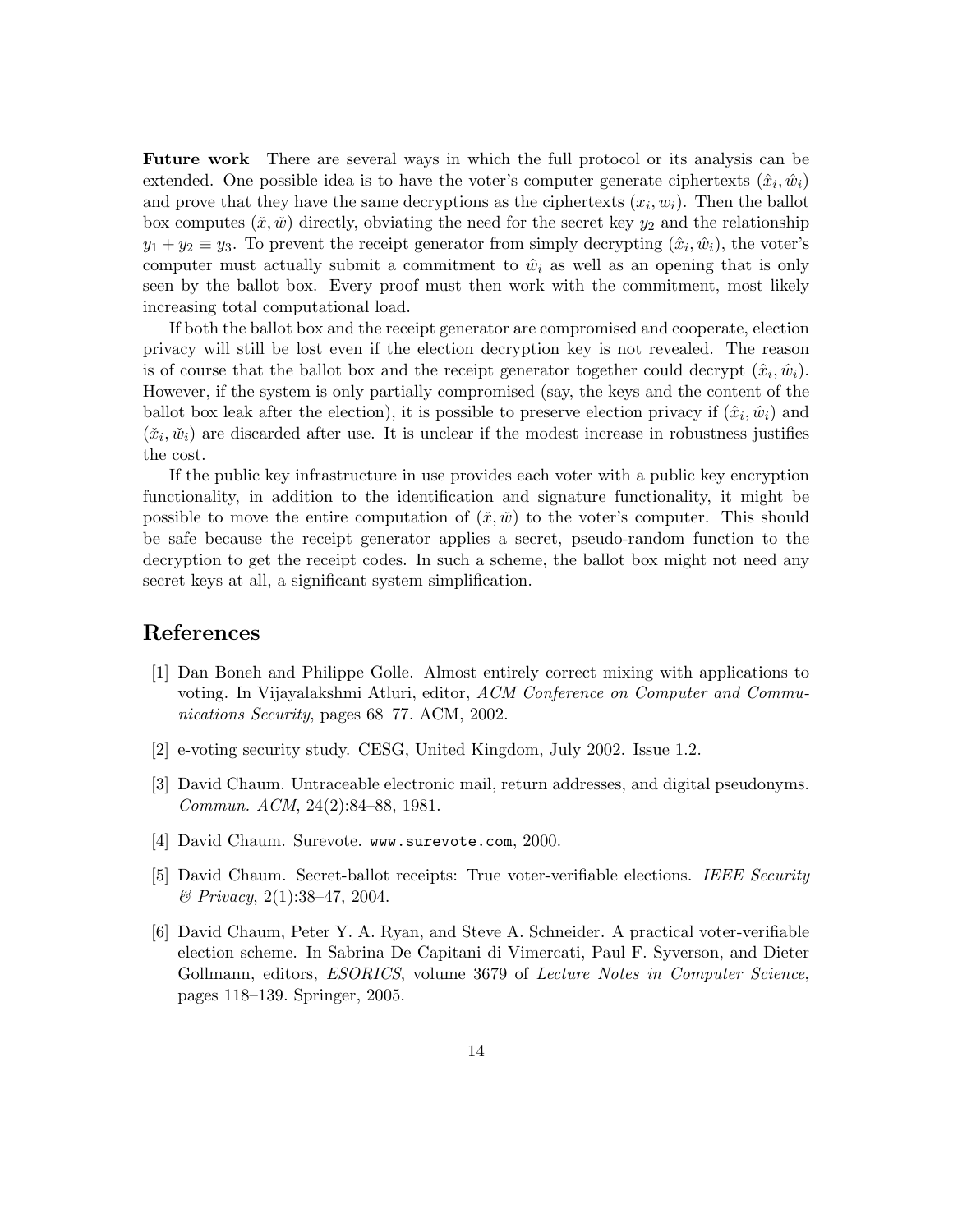**Future work** There are several ways in which the full protocol or its analysis can be extended. One possible idea is to have the voter's computer generate ciphertexts $(\hat{x}_i, \hat{w}_i)$ and prove that they have the same decryptions as the ciphertexts $(x_i, w_i)$. Then the ballot box computes $(\check{x}, \check{w})$ directly, obviating the need for the secret key $y_2$ and the relationship $y_1 + y_2 \equiv y_3$. To prevent the receipt generator from simply decrypting $(\hat{x}_i, \hat{w}_i)$, the voter's computer must actually submit a commitment to $\hat{w}_i$ as well as an opening that is only seen by the ballot box. Every proof must then work with the commitment, most likely increasing total computational load.

If both the ballot box and the receipt generator are compromised and cooperate, election privacy will still be lost even if the election decryption key is not revealed. The reason is of course that the ballot box and the receipt generator together could decrypt $(\hat{x}_i, \hat{w}_i)$. However, if the system is only partially compromised (say, the keys and the content of the ballot box leak after the election), it is possible to preserve election privacy if $(\hat{x}_i, \hat{w}_i)$ and $(\check{x}_i, \check{w}_i)$ are discarded after use. It is unclear if the modest increase in robustness justifies the cost.

If the public key infrastructure in use provides each voter with a public key encryption functionality, in addition to the identification and signature functionality, it might be possible to move the entire computation of $(\check{x}, \check{w})$ to the voter's computer. This should be safe because the receipt generator applies a secret, pseudo-random function to the decryption to get the receipt codes. In such a scheme, the ballot box might not need any secret keys at all, a significant system simplification.

## References

[1] Dan Boneh and Philippe Golle. Almost entirely correct mixing with applications to voting. In Vijayalakshmi Atluri, editor, *ACM Conference on Computer and Communications Security*, pages 68–77. ACM, 2002.

[2] e-voting security study. CESG, United Kingdom, July 2002. Issue 1.2.

[3] David Chaum. Untraceable electronic mail, return addresses, and digital pseudonyms. *Commun. ACM*, 24(2):84–88, 1981.

[4] David Chaum. Surevote. `www.surevote.com`, 2000.

[5] David Chaum. Secret-ballot receipts: True voter-verifiable elections. *IEEE Security & Privacy*, 2(1):38–47, 2004.

[6] David Chaum, Peter Y. A. Ryan, and Steve A. Schneider. A practical voter-verifiable election scheme. In Sabrina De Capitani di Vimercati, Paul F. Syverson, and Dieter Gollmann, editors, *ESORICS*, volume 3679 of *Lecture Notes in Computer Science*, pages 118–139. Springer, 2005.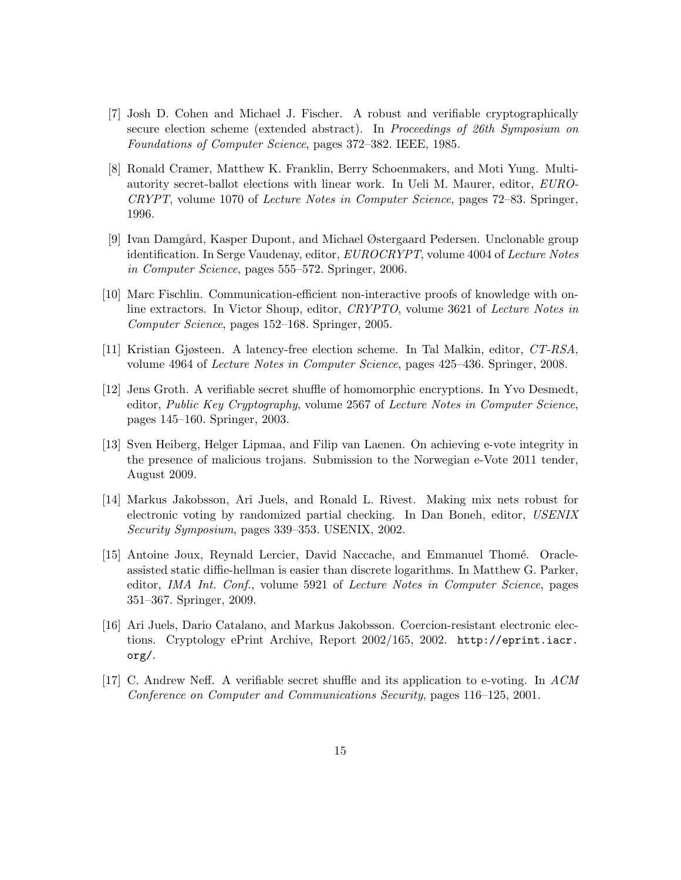[7] Josh D. Cohen and Michael J. Fischer. A robust and verifiable cryptographically secure election scheme (extended abstract). In *Proceedings of 26th Symposium on Foundations of Computer Science*, pages 372–382. IEEE, 1985.

[8] Ronald Cramer, Matthew K. Franklin, Berry Schoenmakers, and Moti Yung. Multi-autority secret-ballot elections with linear work. In Ueli M. Maurer, editor, *EUROCRYPT*, volume 1070 of *Lecture Notes in Computer Science*, pages 72–83. Springer, 1996.

[9] Ivan Damgård, Kasper Dupont, and Michael Østergaard Pedersen. Unclonable group identification. In Serge Vaudenay, editor, *EUROCRYPT*, volume 4004 of *Lecture Notes in Computer Science*, pages 555–572. Springer, 2006.

[10] Marc Fischlin. Communication-efficient non-interactive proofs of knowledge with online extractors. In Victor Shoup, editor, *CRYPTO*, volume 3621 of *Lecture Notes in Computer Science*, pages 152–168. Springer, 2005.

[11] Kristian Gjøsteen. A latency-free election scheme. In Tal Malkin, editor, *CT-RSA*, volume 4964 of *Lecture Notes in Computer Science*, pages 425–436. Springer, 2008.

[12] Jens Groth. A verifiable secret shuffle of homomorphic encryptions. In Yvo Desmedt, editor, *Public Key Cryptography*, volume 2567 of *Lecture Notes in Computer Science*, pages 145–160. Springer, 2003.

[13] Sven Heiberg, Helger Lipmaa, and Filip van Laenen. On achieving e-vote integrity in the presence of malicious trojans. Submission to the Norwegian e-Vote 2011 tender, August 2009.

[14] Markus Jakobsson, Ari Juels, and Ronald L. Rivest. Making mix nets robust for electronic voting by randomized partial checking. In Dan Boneh, editor, *USENIX Security Symposium*, pages 339–353. USENIX, 2002.

[15] Antoine Joux, Reynald Lercier, David Naccache, and Emmanuel Thomé. Oracle-assisted static diffie-hellman is easier than discrete logarithms. In Matthew G. Parker, editor, *IMA Int. Conf.*, volume 5921 of *Lecture Notes in Computer Science*, pages 351–367. Springer, 2009.

[16] Ari Juels, Dario Catalano, and Markus Jakobsson. Coercion-resistant electronic elections. Cryptology ePrint Archive, Report 2002/165, 2002. `http://eprint.iacr.org/`.

[17] C. Andrew Neff. A verifiable secret shuffle and its application to e-voting. In *ACM Conference on Computer and Communications Security*, pages 116–125, 2001.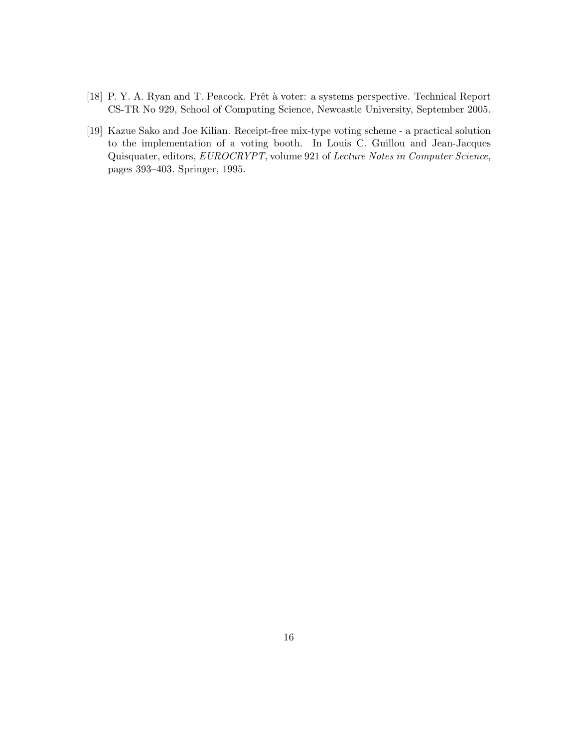[18] P. Y. A. Ryan and T. Peacock. Prêt à voter: a systems perspective. Technical Report CS-TR No 929, School of Computing Science, Newcastle University, September 2005.

[19] Kazue Sako and Joe Kilian. Receipt-free mix-type voting scheme - a practical solution to the implementation of a voting booth. In Louis C. Guillou and Jean-Jacques Quisquater, editors, *EUROCRYPT*, volume 921 of *Lecture Notes in Computer Science*, pages 393–403. Springer, 1995.